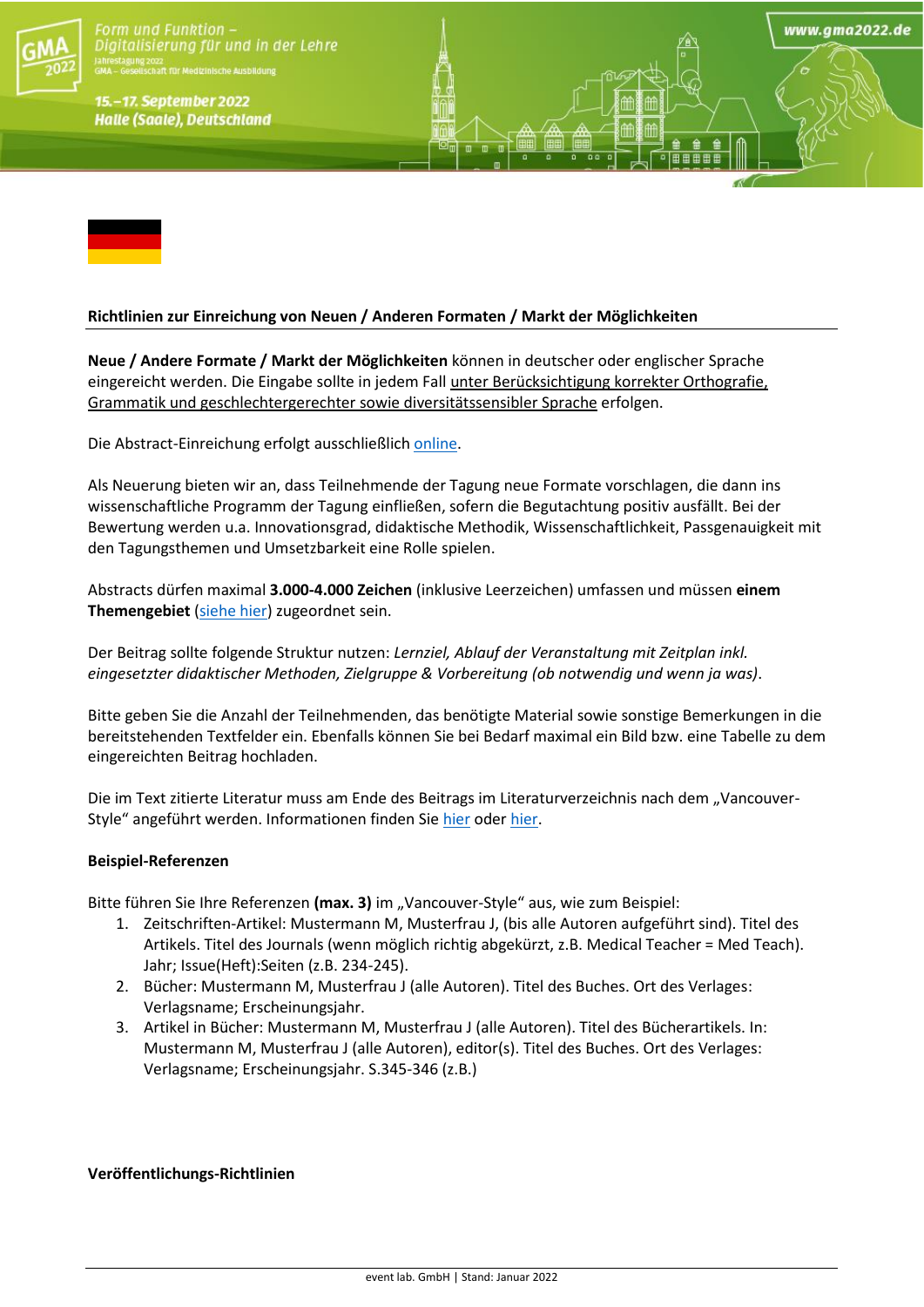Form und Funktion – Digitalisierung für und in der Lehre

Jahrestagung 2022
GMA – Gesellschaft für Medizinische Ausbildung

15.–17. September 2022
Halle (Saale), Deutschland

www.gma2022.de

## Richtlinien zur Einreichung von Neuen / Anderen Formaten / Markt der Möglichkeiten

**Neue / Andere Formate / Markt der Möglichkeiten** können in deutscher oder englischer Sprache eingereicht werden. Die Eingabe sollte in jedem Fall unter Berücksichtigung korrekter Orthografie, Grammatik und geschlechtergerechter sowie diversitätssensibler Sprache erfolgen.

Die Abstract-Einreichung erfolgt ausschließlich online.

Als Neuerung bieten wir an, dass Teilnehmende der Tagung neue Formate vorschlagen, die dann ins wissenschaftliche Programm der Tagung einfließen, sofern die Begutachtung positiv ausfällt. Bei der Bewertung werden u.a. Innovationsgrad, didaktische Methodik, Wissenschaftlichkeit, Passgenauigkeit mit den Tagungsthemen und Umsetzbarkeit eine Rolle spielen.

Abstracts dürfen maximal **3.000-4.000 Zeichen** (inklusive Leerzeichen) umfassen und müssen **einem Themengebiet** (siehe hier) zugeordnet sein.

Der Beitrag sollte folgende Struktur nutzen: *Lernziel, Ablauf der Veranstaltung mit Zeitplan inkl. eingesetzter didaktischer Methoden, Zielgruppe & Vorbereitung (ob notwendig und wenn ja was)*.

Bitte geben Sie die Anzahl der Teilnehmenden, das benötigte Material sowie sonstige Bemerkungen in die bereitstehenden Textfelder ein. Ebenfalls können Sie bei Bedarf maximal ein Bild bzw. eine Tabelle zu dem eingereichten Beitrag hochladen.

Die im Text zitierte Literatur muss am Ende des Beitrags im Literaturverzeichnis nach dem „Vancouver-Style“ angeführt werden. Informationen finden Sie hier oder hier.

### Beispiel-Referenzen

Bitte führen Sie Ihre Referenzen **(max. 3)** im „Vancouver-Style“ aus, wie zum Beispiel:

1. Zeitschriften-Artikel: Mustermann M, Musterfrau J, (bis alle Autoren aufgeführt sind). Titel des Artikels. Titel des Journals (wenn möglich richtig abgekürzt, z.B. Medical Teacher = Med Teach). Jahr; Issue(Heft):Seiten (z.B. 234-245).
2. Bücher: Mustermann M, Musterfrau J (alle Autoren). Titel des Buches. Ort des Verlages: Verlagsname; Erscheinungsjahr.
3. Artikel in Bücher: Mustermann M, Musterfrau J (alle Autoren). Titel des Bücherartikels. In: Mustermann M, Musterfrau J (alle Autoren), editor(s). Titel des Buches. Ort des Verlages: Verlagsname; Erscheinungsjahr. S.345-346 (z.B.)

### Veröffentlichungs-Richtlinien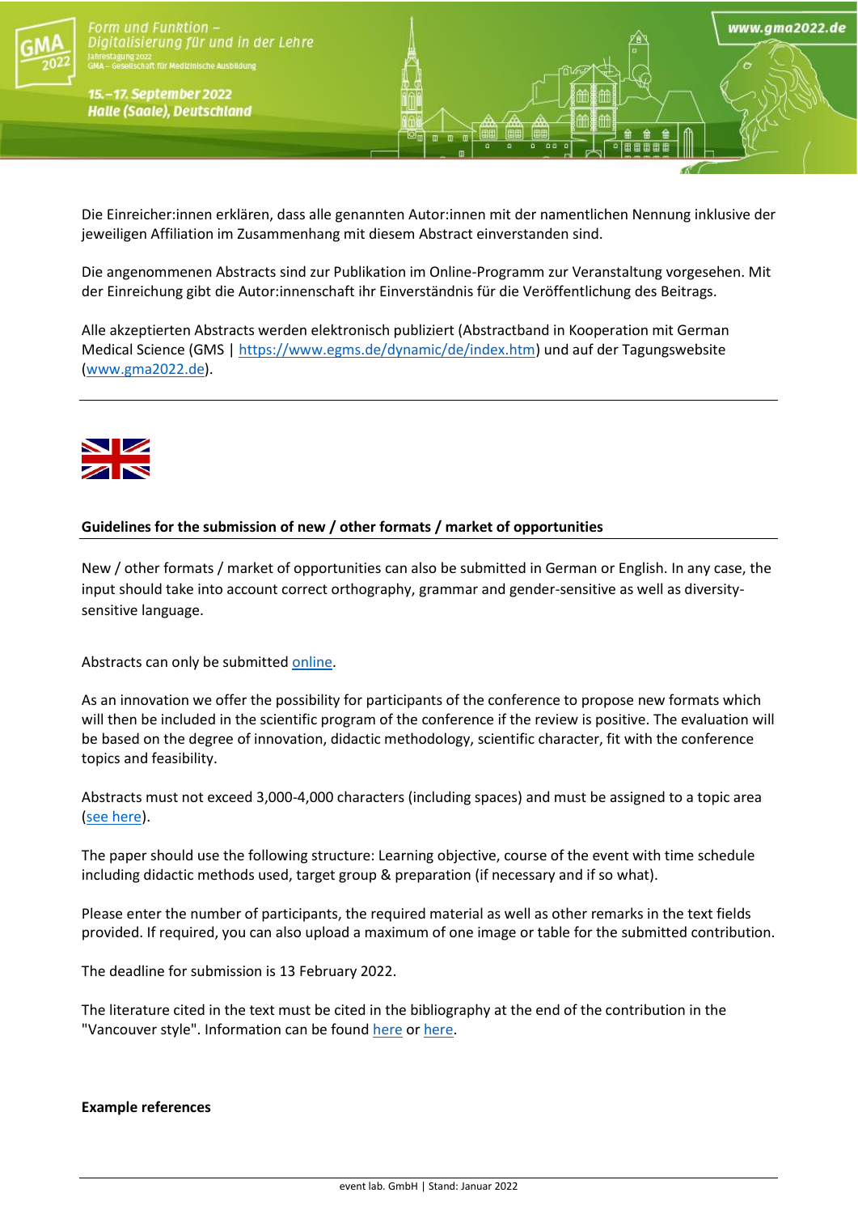Die Einreicher:innen erklären, dass alle genannten Autor:innen mit der namentlichen Nennung inklusive der jeweiligen Affiliation im Zusammenhang mit diesem Abstract einverstanden sind.

Die angenommenen Abstracts sind zur Publikation im Online-Programm zur Veranstaltung vorgesehen. Mit der Einreichung gibt die Autor:innenschaft ihr Einverständnis für die Veröffentlichung des Beitrags.

Alle akzeptierten Abstracts werden elektronisch publiziert (Abstractband in Kooperation mit German Medical Science (GMS | https://www.egms.de/dynamic/de/index.htm) und auf der Tagungswebsite (www.gma2022.de).

---

**Guidelines for the submission of new / other formats / market of opportunities**

New / other formats / market of opportunities can also be submitted in German or English. In any case, the input should take into account correct orthography, grammar and gender-sensitive as well as diversity-sensitive language.

Abstracts can only be submitted online.

As an innovation we offer the possibility for participants of the conference to propose new formats which will then be included in the scientific program of the conference if the review is positive. The evaluation will be based on the degree of innovation, didactic methodology, scientific character, fit with the conference topics and feasibility.

Abstracts must not exceed 3,000-4,000 characters (including spaces) and must be assigned to a topic area (see here).

The paper should use the following structure: Learning objective, course of the event with time schedule including didactic methods used, target group & preparation (if necessary and if so what).

Please enter the number of participants, the required material as well as other remarks in the text fields provided. If required, you can also upload a maximum of one image or table for the submitted contribution.

The deadline for submission is 13 February 2022.

The literature cited in the text must be cited in the bibliography at the end of the contribution in the "Vancouver style". Information can be found here or here.

**Example references**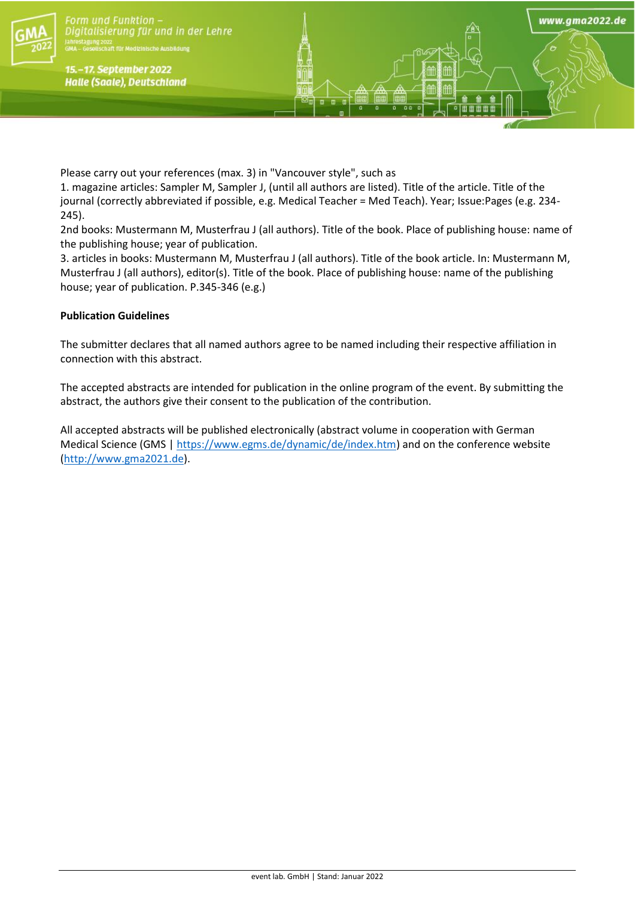Please carry out your references (max. 3) in "Vancouver style", such as

1. magazine articles: Sampler M, Sampler J, (until all authors are listed). Title of the article. Title of the journal (correctly abbreviated if possible, e.g. Medical Teacher = Med Teach). Year; Issue:Pages (e.g. 234-245).

2nd books: Mustermann M, Musterfrau J (all authors). Title of the book. Place of publishing house: name of the publishing house; year of publication.

3. articles in books: Mustermann M, Musterfrau J (all authors). Title of the book article. In: Mustermann M, Musterfrau J (all authors), editor(s). Title of the book. Place of publishing house: name of the publishing house; year of publication. P.345-346 (e.g.)

**Publication Guidelines**

The submitter declares that all named authors agree to be named including their respective affiliation in connection with this abstract.

The accepted abstracts are intended for publication in the online program of the event. By submitting the abstract, the authors give their consent to the publication of the contribution.

All accepted abstracts will be published electronically (abstract volume in cooperation with German Medical Science (GMS | https://www.egms.de/dynamic/de/index.htm) and on the conference website (http://www.gma2021.de).